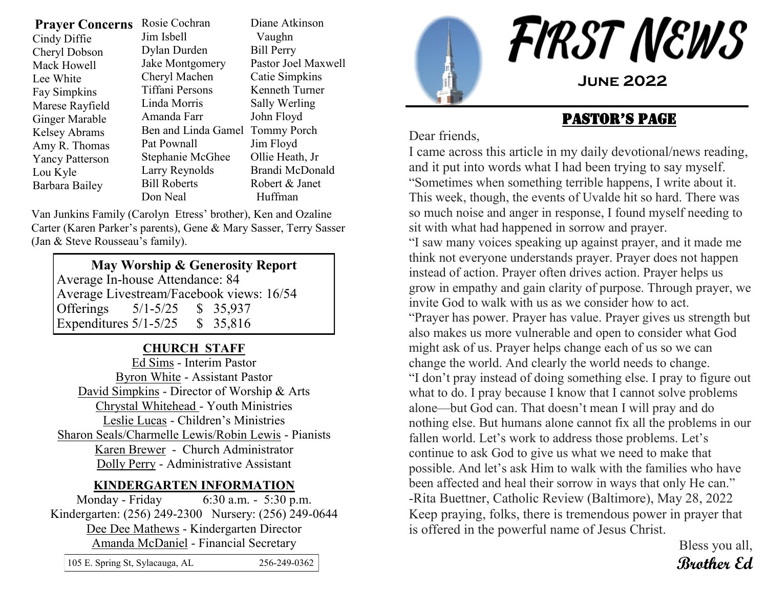## Prayer Concerns

Cindy Diffie
Cheryl Dobson
Mack Howell
Lee White
Fay Simpkins
Marese Rayfield
Ginger Marable
Kelsey Abrams
Amy R. Thomas
Yancy Patterson
Lou Kyle
Barbara Bailey
Rosie Cochran
Jim Isbell
Dylan Durden
Jake Montgomery
Cheryl Machen
Tiffani Persons
Linda Morris
Amanda Farr
Ben and Linda Gamel
Pat Pownall
Stephanie McGhee
Larry Reynolds
Bill Roberts
Don Neal
Diane Atkinson Vaughn
Bill Perry
Pastor Joel Maxwell
Catie Simpkins
Kenneth Turner
Sally Werling
John Floyd
Tommy Porch
Jim Floyd
Ollie Heath, Jr
Brandi McDonald
Robert & Janet Huffman

Van Junkins Family (Carolyn Etress' brother), Ken and Ozaline Carter (Karen Parker's parents), Gene & Mary Sasser, Terry Sasser (Jan & Steve Rousseau's family).

**May Worship & Generosity Report**

Average In-house Attendance: 84
Average Livestream/Facebook views: 16/54

| | | |
|---|---|---|
| Offerings | 5/1-5/25 | $ 35,937 |
| Expenditures | 5/1-5/25 | $ 35,816 |

## CHURCH STAFF

Ed Sims - Interim Pastor
Byron White - Assistant Pastor
David Simpkins - Director of Worship & Arts
Chrystal Whitehead - Youth Ministries
Leslie Lucas - Children's Ministries
Sharon Seals/Charmelle Lewis/Robin Lewis - Pianists
Karen Brewer - Church Administrator
Dolly Perry - Administrative Assistant

## KINDERGARTEN INFORMATION

Monday - Friday 6:30 a.m. - 5:30 p.m.
Kindergarten: (256) 249-2300 Nursery: (256) 249-0644
Dee Dee Mathews - Kindergarten Director
Amanda McDaniel - Financial Secretary

105 E. Spring St, Sylacauga, AL 256-249-0362

# FIRST NEWS

### June 2022

## PASTOR'S PAGE

Dear friends,

I came across this article in my daily devotional/news reading, and it put into words what I had been trying to say myself.

"Sometimes when something terrible happens, I write about it. This week, though, the events of Uvalde hit so hard. There was so much noise and anger in response, I found myself needing to sit with what had happened in sorrow and prayer.

"I saw many voices speaking up against prayer, and it made me think not everyone understands prayer. Prayer does not happen instead of action. Prayer often drives action. Prayer helps us grow in empathy and gain clarity of purpose. Through prayer, we invite God to walk with us as we consider how to act.

"Prayer has power. Prayer has value. Prayer gives us strength but also makes us more vulnerable and open to consider what God might ask of us. Prayer helps change each of us so we can change the world. And clearly the world needs to change.

"I don't pray instead of doing something else. I pray to figure out what to do. I pray because I know that I cannot solve problems alone—but God can. That doesn't mean I will pray and do nothing else. But humans alone cannot fix all the problems in our fallen world. Let's work to address those problems. Let's continue to ask God to give us what we need to make that possible. And let's ask Him to walk with the families who have been affected and heal their sorrow in ways that only He can."

-Rita Buettner, Catholic Review (Baltimore), May 28, 2022

Keep praying, folks, there is tremendous power in prayer that is offered in the powerful name of Jesus Christ.

Bless you all,
**Brother Ed**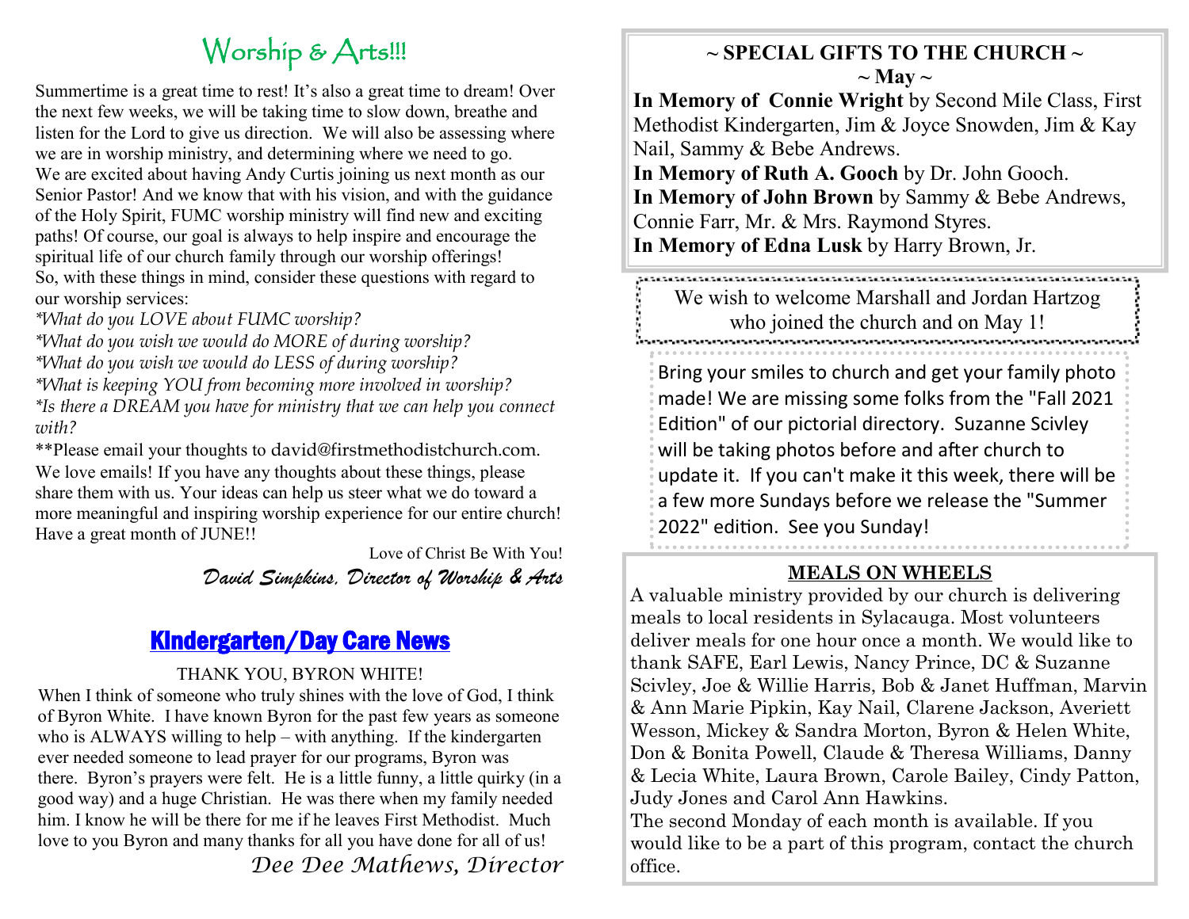# Worship & Arts!!!

Summertime is a great time to rest! It's also a great time to dream! Over the next few weeks, we will be taking time to slow down, breathe and listen for the Lord to give us direction. We will also be assessing where we are in worship ministry, and determining where we need to go.

We are excited about having Andy Curtis joining us next month as our Senior Pastor! And we know that with his vision, and with the guidance of the Holy Spirit, FUMC worship ministry will find new and exciting paths! Of course, our goal is always to help inspire and encourage the spiritual life of our church family through our worship offerings!

So, with these things in mind, consider these questions with regard to our worship services:

*\*What do you LOVE about FUMC worship?*
*\*What do you wish we would do MORE of during worship?*
*\*What do you wish we would do LESS of during worship?*
*\*What is keeping YOU from becoming more involved in worship?*
*\*Is there a DREAM you have for ministry that we can help you connect with?*

\*\*Please email your thoughts to david@firstmethodistchurch.com. We love emails! If you have any thoughts about these things, please share them with us. Your ideas can help us steer what we do toward a more meaningful and inspiring worship experience for our entire church!

Have a great month of JUNE!!

Love of Christ Be With You!

*David Simpkins, Director of Worship & Arts*

## Kindergarten/Day Care News

THANK YOU, BYRON WHITE!

When I think of someone who truly shines with the love of God, I think of Byron White. I have known Byron for the past few years as someone who is ALWAYS willing to help – with anything. If the kindergarten ever needed someone to lead prayer for our programs, Byron was there. Byron's prayers were felt. He is a little funny, a little quirky (in a good way) and a huge Christian. He was there when my family needed him. I know he will be there for me if he leaves First Methodist. Much love to you Byron and many thanks for all you have done for all of us!

*Dee Dee Mathews, Director*

## ~ SPECIAL GIFTS TO THE CHURCH ~
## ~ May ~

**In Memory of Connie Wright** by Second Mile Class, First Methodist Kindergarten, Jim & Joyce Snowden, Jim & Kay Nail, Sammy & Bebe Andrews.
**In Memory of Ruth A. Gooch** by Dr. John Gooch.
**In Memory of John Brown** by Sammy & Bebe Andrews, Connie Farr, Mr. & Mrs. Raymond Styres.
**In Memory of Edna Lusk** by Harry Brown, Jr.

We wish to welcome Marshall and Jordan Hartzog who joined the church and on May 1!

Bring your smiles to church and get your family photo made! We are missing some folks from the "Fall 2021 Edition" of our pictorial directory. Suzanne Scivley will be taking photos before and after church to update it. If you can't make it this week, there will be a few more Sundays before we release the "Summer 2022" edition. See you Sunday!

## MEALS ON WHEELS

A valuable ministry provided by our church is delivering meals to local residents in Sylacauga. Most volunteers deliver meals for one hour once a month. We would like to thank SAFE, Earl Lewis, Nancy Prince, DC & Suzanne Scivley, Joe & Willie Harris, Bob & Janet Huffman, Marvin & Ann Marie Pipkin, Kay Nail, Clarene Jackson, Averiett Wesson, Mickey & Sandra Morton, Byron & Helen White, Don & Bonita Powell, Claude & Theresa Williams, Danny & Lecia White, Laura Brown, Carole Bailey, Cindy Patton, Judy Jones and Carol Ann Hawkins.

The second Monday of each month is available. If you would like to be a part of this program, contact the church office.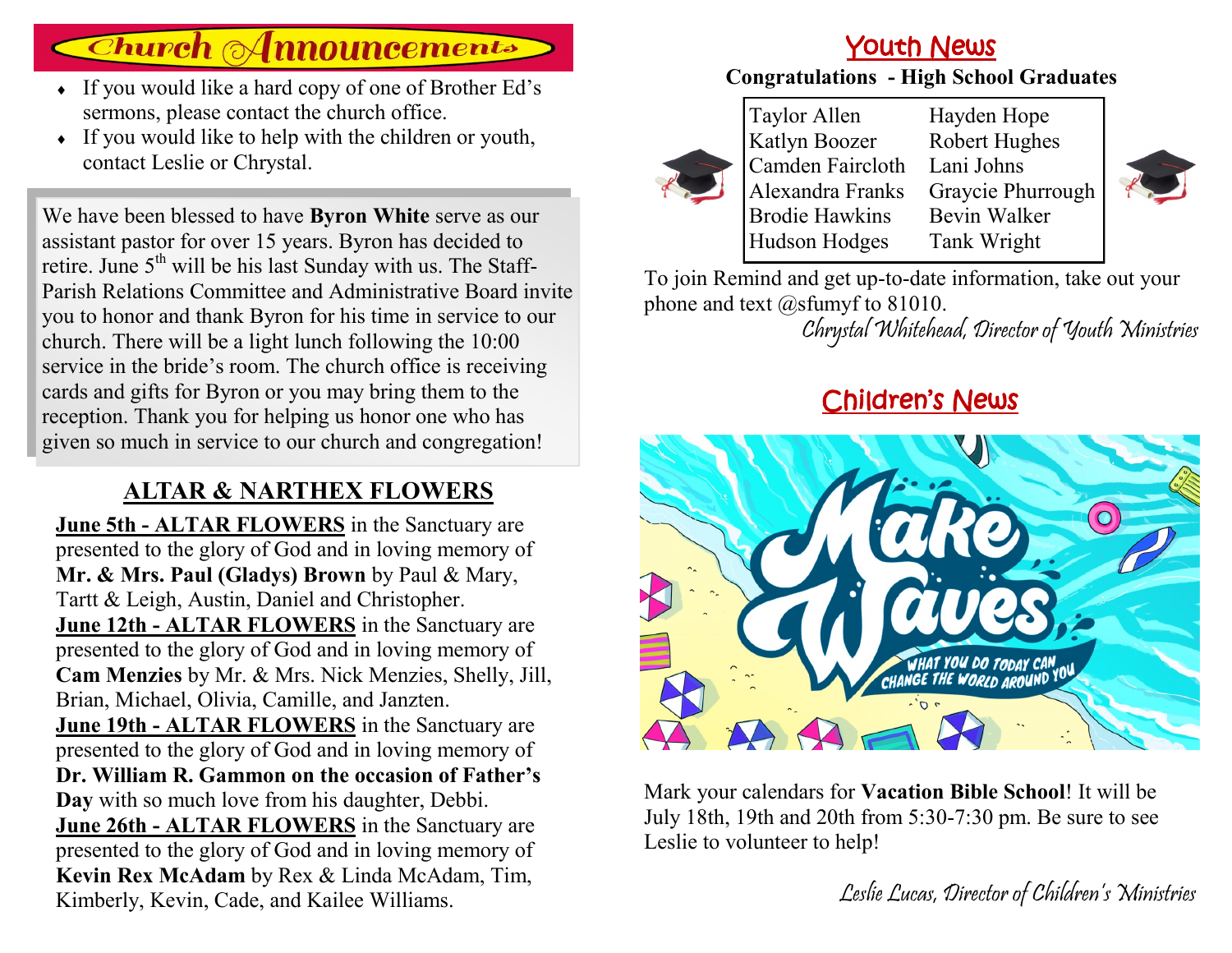# Church Announcements

- If you would like a hard copy of one of Brother Ed's sermons, please contact the church office.
- If you would like to help with the children or youth, contact Leslie or Chrystal.

We have been blessed to have **Byron White** serve as our assistant pastor for over 15 years. Byron has decided to retire. June 5th will be his last Sunday with us. The Staff-Parish Relations Committee and Administrative Board invite you to honor and thank Byron for his time in service to our church. There will be a light lunch following the 10:00 service in the bride's room. The church office is receiving cards and gifts for Byron or you may bring them to the reception. Thank you for helping us honor one who has given so much in service to our church and congregation!

## ALTAR & NARTHEX FLOWERS

**June 5th - ALTAR FLOWERS** in the Sanctuary are presented to the glory of God and in loving memory of **Mr. & Mrs. Paul (Gladys) Brown** by Paul & Mary, Tartt & Leigh, Austin, Daniel and Christopher.

**June 12th - ALTAR FLOWERS** in the Sanctuary are presented to the glory of God and in loving memory of **Cam Menzies** by Mr. & Mrs. Nick Menzies, Shelly, Jill, Brian, Michael, Olivia, Camille, and Janzten.

**June 19th - ALTAR FLOWERS** in the Sanctuary are presented to the glory of God and in loving memory of **Dr. William R. Gammon on the occasion of Father's Day** with so much love from his daughter, Debbi.

**June 26th - ALTAR FLOWERS** in the Sanctuary are presented to the glory of God and in loving memory of **Kevin Rex McAdam** by Rex & Linda McAdam, Tim, Kimberly, Kevin, Cade, and Kailee Williams.

## Youth News

**Congratulations - High School Graduates**

| | |
|---|---|
| Taylor Allen | Hayden Hope |
| Katlyn Boozer | Robert Hughes |
| Camden Faircloth | Lani Johns |
| Alexandra Franks | Graycie Phurrough |
| Brodie Hawkins | Bevin Walker |
| Hudson Hodges | Tank Wright |

To join Remind and get up-to-date information, take out your phone and text @sfumyf to 81010.

*Chrystal Whitehead, Director of Youth Ministries*

## Children's News

Make Waves

WHAT YOU DO TODAY CAN CHANGE THE WORLD AROUND YOU

Mark your calendars for **Vacation Bible School**! It will be July 18th, 19th and 20th from 5:30-7:30 pm. Be sure to see Leslie to volunteer to help!

*Leslie Lucas, Director of Children's Ministries*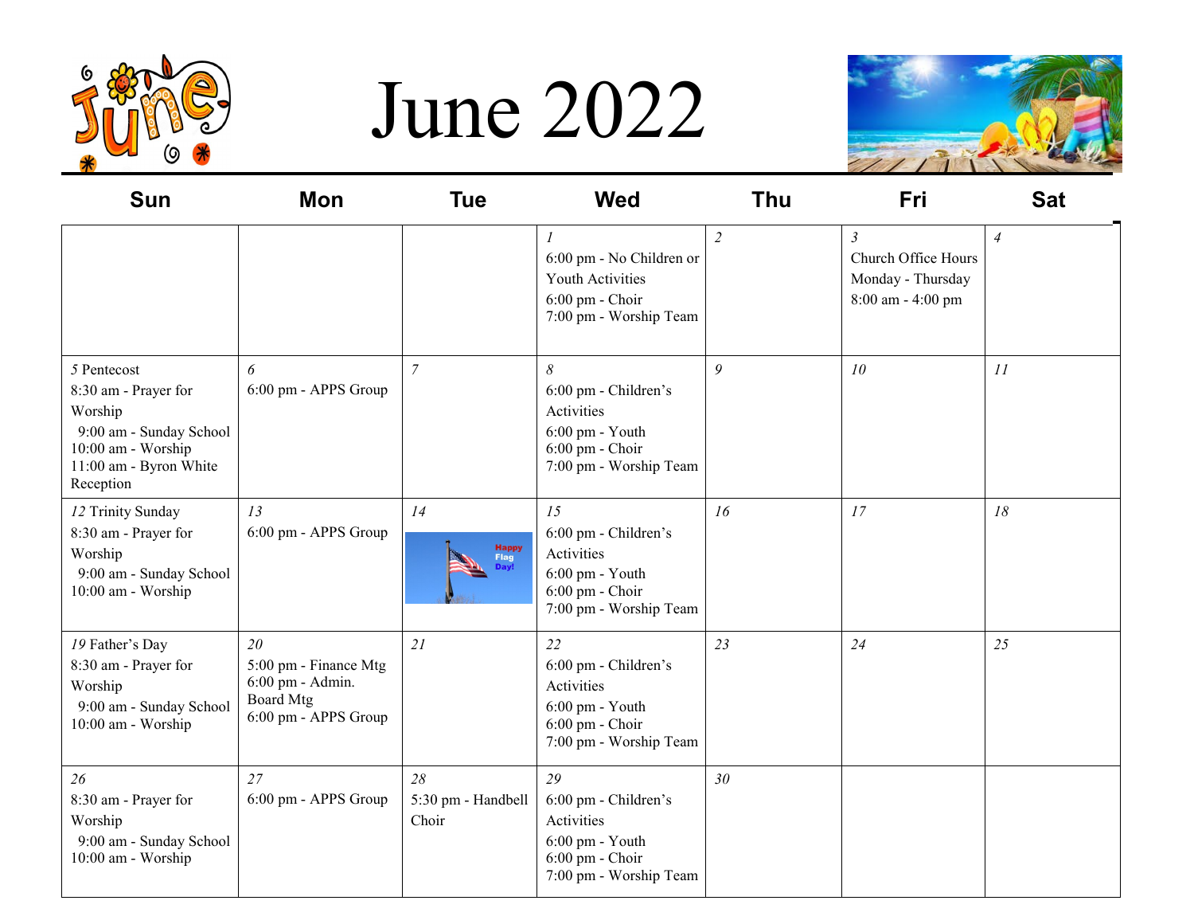# June 2022

| Sun | Mon | Tue | Wed | Thu | Fri | Sat |
|---|---|---|---|---|---|---|
| | | | 1<br>6:00 pm - No Children or Youth Activities<br>6:00 pm - Choir<br>7:00 pm - Worship Team | 2 | 3<br>Church Office Hours Monday - Thursday 8:00 am - 4:00 pm | 4 |
| 5 Pentecost<br>8:30 am - Prayer for Worship<br>9:00 am - Sunday School<br>10:00 am - Worship<br>11:00 am - Byron White Reception | 6<br>6:00 pm - APPS Group | 7 | 8<br>6:00 pm - Children's Activities<br>6:00 pm - Youth<br>6:00 pm - Choir<br>7:00 pm - Worship Team | 9 | 10 | 11 |
| 12 Trinity Sunday<br>8:30 am - Prayer for Worship<br>9:00 am - Sunday School<br>10:00 am - Worship | 13<br>6:00 pm - APPS Group | 14<br>Happy Flag Day! | 15<br>6:00 pm - Children's Activities<br>6:00 pm - Youth<br>6:00 pm - Choir<br>7:00 pm - Worship Team | 16 | 17 | 18 |
| 19 Father's Day<br>8:30 am - Prayer for Worship<br>9:00 am - Sunday School<br>10:00 am - Worship | 20<br>5:00 pm - Finance Mtg<br>6:00 pm - Admin. Board Mtg<br>6:00 pm - APPS Group | 21 | 22<br>6:00 pm - Children's Activities<br>6:00 pm - Youth<br>6:00 pm - Choir<br>7:00 pm - Worship Team | 23 | 24 | 25 |
| 26<br>8:30 am - Prayer for Worship<br>9:00 am - Sunday School<br>10:00 am - Worship | 27<br>6:00 pm - APPS Group | 28<br>5:30 pm - Handbell Choir | 29<br>6:00 pm - Children's Activities<br>6:00 pm - Youth<br>6:00 pm - Choir<br>7:00 pm - Worship Team | 30 | | |